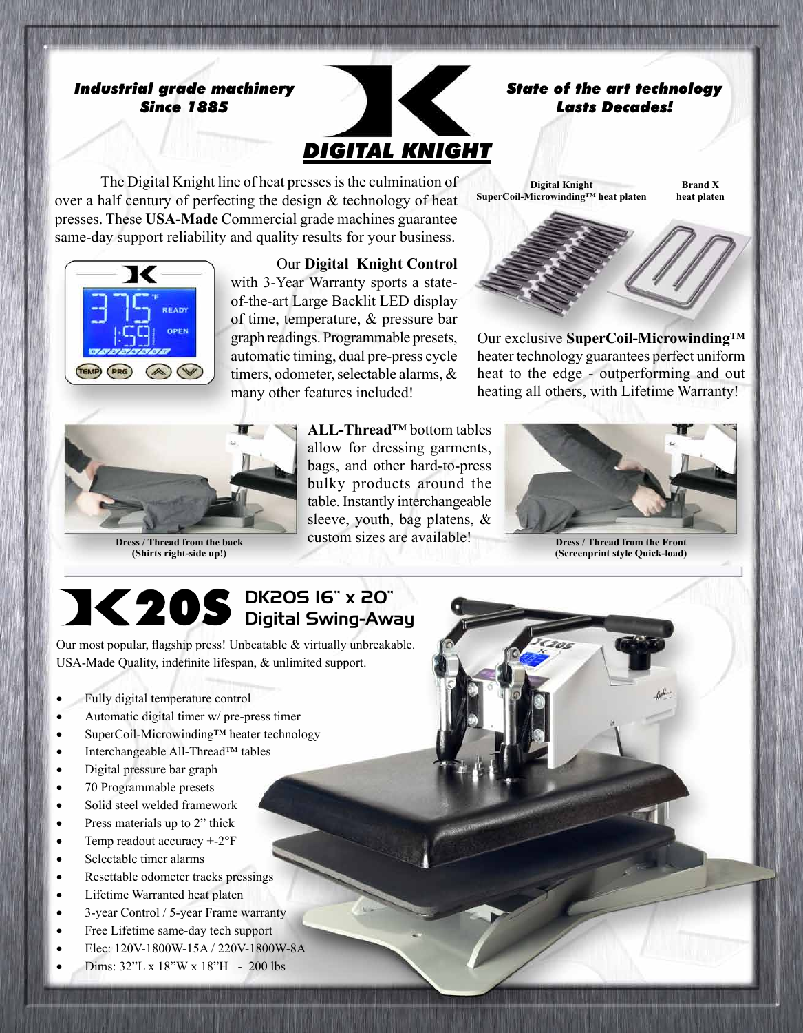***Industrial grade machinery***
***Since 1885***

# DIGITAL KNIGHT

***State of the art technology***
***Lasts Decades!***

The Digital Knight line of heat presses is the culmination of over a half century of perfecting the design & technology of heat presses. These **USA-Made** Commercial grade machines guarantee same-day support reliability and quality results for your business.

Our **Digital Knight Control** with 3-Year Warranty sports a state-of-the-art Large Backlit LED display of time, temperature, & pressure bar graph readings. Programmable presets, automatic timing, dual pre-press cycle timers, odometer, selectable alarms, & many other features included!

**Digital Knight SuperCoil-Microwinding™ heat platen** | **Brand X heat platen**

Our exclusive **SuperCoil-Microwinding™** heater technology guarantees perfect uniform heat to the edge - outperforming and out heating all others, with Lifetime Warranty!

**ALL-Thread™** bottom tables allow for dressing garments, bags, and other hard-to-press bulky products around the table. Instantly interchangeable sleeve, youth, bag platens, & custom sizes are available!

**Dress / Thread from the back (Shirts right-side up!)**

**Dress / Thread from the Front (Screenprint style Quick-load)**

## DK20S 16" x 20" Digital Swing-Away

Our most popular, flagship press! Unbeatable & virtually unbreakable. USA-Made Quality, indefinite lifespan, & unlimited support.

- Fully digital temperature control
- Automatic digital timer w/ pre-press timer
- SuperCoil-Microwinding™ heater technology
- Interchangeable All-Thread™ tables
- Digital pressure bar graph
- 70 Programmable presets
- Solid steel welded framework
- Press materials up to 2" thick
- Temp readout accuracy +-2°F
- Selectable timer alarms
- Resettable odometer tracks pressings
- Lifetime Warranted heat platen
- 3-year Control / 5-year Frame warranty
- Free Lifetime same-day tech support
- Elec: 120V-1800W-15A / 220V-1800W-8A
- Dims: 32"L x 18"W x 18"H - 200 lbs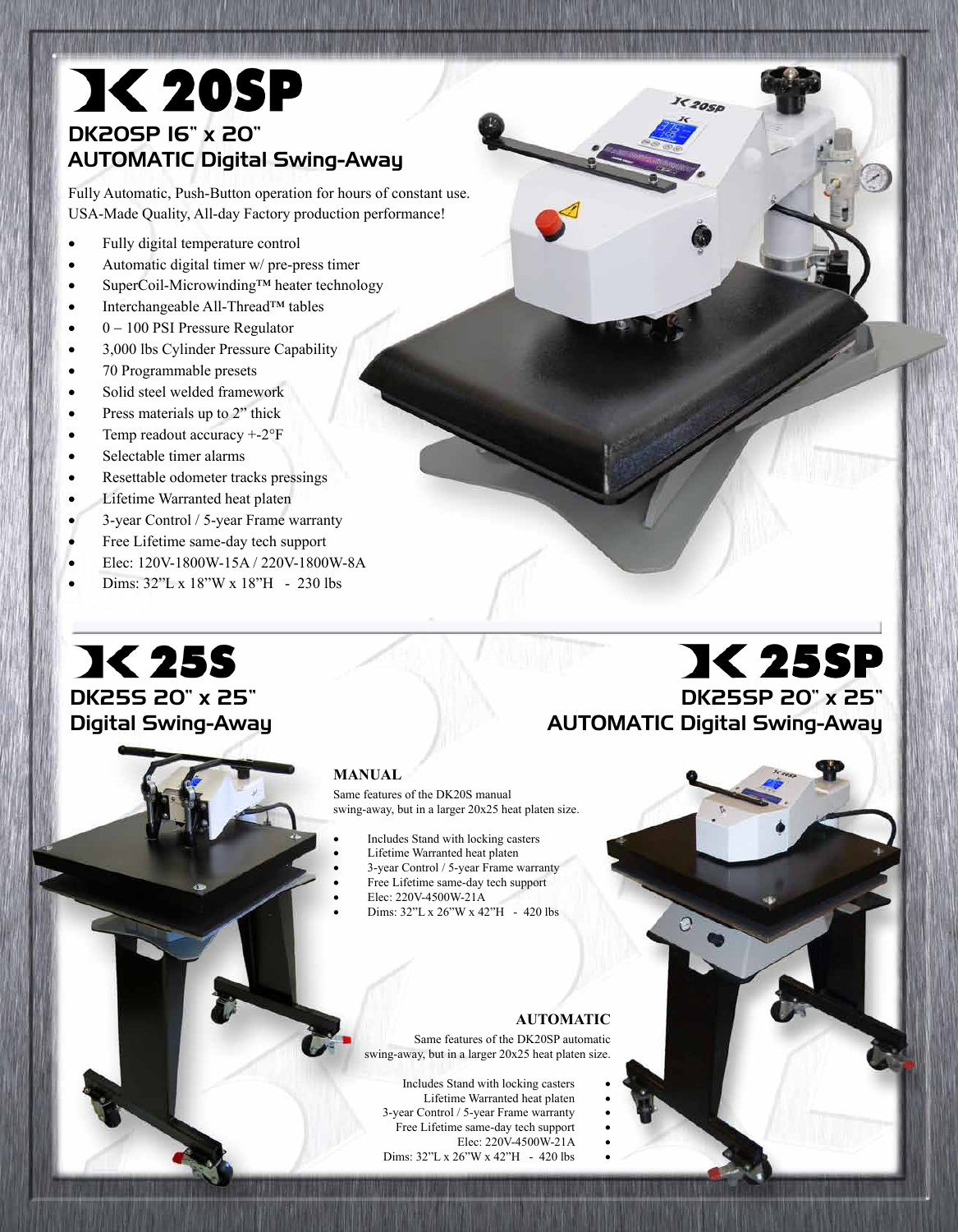# DK 20SP

## DK20SP 16" x 20" AUTOMATIC Digital Swing-Away

Fully Automatic, Push-Button operation for hours of constant use.
USA-Made Quality, All-day Factory production performance!

- Fully digital temperature control
- Automatic digital timer w/ pre-press timer
- SuperCoil-Microwinding™ heater technology
- Interchangeable All-Thread™ tables
- 0 – 100 PSI Pressure Regulator
- 3,000 lbs Cylinder Pressure Capability
- 70 Programmable presets
- Solid steel welded framework
- Press materials up to 2" thick
- Temp readout accuracy +-2°F
- Selectable timer alarms
- Resettable odometer tracks pressings
- Lifetime Warranted heat platen
- 3-year Control / 5-year Frame warranty
- Free Lifetime same-day tech support
- Elec: 120V-1800W-15A / 220V-1800W-8A
- Dims: 32"L x 18"W x 18"H - 230 lbs

# DK 25S

## DK25S 20" x 25" Digital Swing-Away

**MANUAL**

Same features of the DK20S manual swing-away, but in a larger 20x25 heat platen size.

- Includes Stand with locking casters
- Lifetime Warranted heat platen
- 3-year Control / 5-year Frame warranty
- Free Lifetime same-day tech support
- Elec: 220V-4500W-21A
- Dims: 32"L x 26"W x 42"H - 420 lbs

# DK 25SP

## DK25SP 20" x 25" AUTOMATIC Digital Swing-Away

**AUTOMATIC**

Same features of the DK20SP automatic swing-away, but in a larger 20x25 heat platen size.

- Includes Stand with locking casters
- Lifetime Warranted heat platen
- 3-year Control / 5-year Frame warranty
- Free Lifetime same-day tech support
- Elec: 220V-4500W-21A
- Dims: 32"L x 26"W x 42"H - 420 lbs